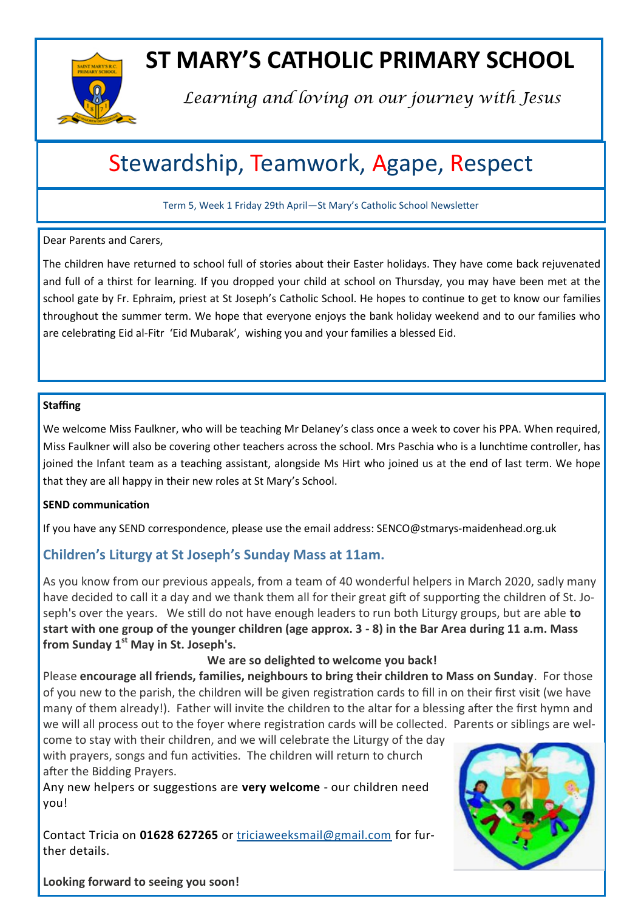# ST MARY'S CATHOLIC PRIMARY SCHOOL

*Learning and loving on our journey with Jesus*

## Stewardship, Teamwork, Agape, Respect

Term 5, Week 1 Friday 29th April—St Mary's Catholic School Newsletter

Dear Parents and Carers,

The children have returned to school full of stories about their Easter holidays. They have come back rejuvenated and full of a thirst for learning. If you dropped your child at school on Thursday, you may have been met at the school gate by Fr. Ephraim, priest at St Joseph's Catholic School. He hopes to continue to get to know our families throughout the summer term. We hope that everyone enjoys the bank holiday weekend and to our families who are celebrating Eid al-Fitr 'Eid Mubarak', wishing you and your families a blessed Eid.

**Staffing**

We welcome Miss Faulkner, who will be teaching Mr Delaney's class once a week to cover his PPA. When required, Miss Faulkner will also be covering other teachers across the school. Mrs Paschia who is a lunchtime controller, has joined the Infant team as a teaching assistant, alongside Ms Hirt who joined us at the end of last term. We hope that they are all happy in their new roles at St Mary's School.

**SEND communication**

If you have any SEND correspondence, please use the email address: SENCO@stmarys-maidenhead.org.uk

### Children's Liturgy at St Joseph's Sunday Mass at 11am.

As you know from our previous appeals, from a team of 40 wonderful helpers in March 2020, sadly many have decided to call it a day and we thank them all for their great gift of supporting the children of St. Joseph's over the years. We still do not have enough leaders to run both Liturgy groups, but are able **to start with one group of the younger children (age approx. 3 - 8) in the Bar Area during 11 a.m. Mass from Sunday 1st May in St. Joseph's.**

**We are so delighted to welcome you back!**

Please **encourage all friends, families, neighbours to bring their children to Mass on Sunday**. For those of you new to the parish, the children will be given registration cards to fill in on their first visit (we have many of them already!). Father will invite the children to the altar for a blessing after the first hymn and we will all process out to the foyer where registration cards will be collected. Parents or siblings are welcome to stay with their children, and we will celebrate the Liturgy of the day with prayers, songs and fun activities. The children will return to church after the Bidding Prayers.

Any new helpers or suggestions are **very welcome** - our children need you!

Contact Tricia on **01628 627265** or triciaweeksmail@gmail.com for further details.

**Looking forward to seeing you soon!**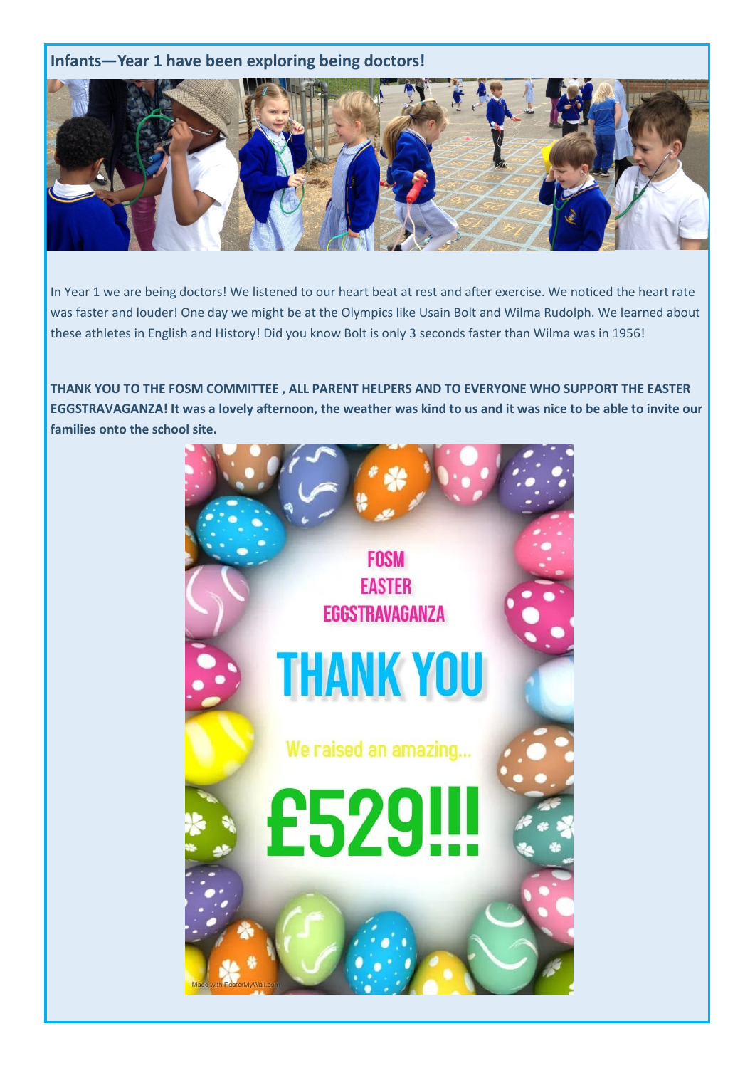## Infants—Year 1 have been exploring being doctors!

In Year 1 we are being doctors! We listened to our heart beat at rest and after exercise. We noticed the heart rate was faster and louder! One day we might be at the Olympics like Usain Bolt and Wilma Rudolph. We learned about these athletes in English and History! Did you know Bolt is only 3 seconds faster than Wilma was in 1956!

**THANK YOU TO THE FOSM COMMITTEE , ALL PARENT HELPERS AND TO EVERYONE WHO SUPPORT THE EASTER EGGSTRAVAGANZA! It was a lovely afternoon, the weather was kind to us and it was nice to be able to invite our families onto the school site.**

FOSM
EASTER
EGGSTRAVAGANZA

THANK YOU

We raised an amazing...

£529!!!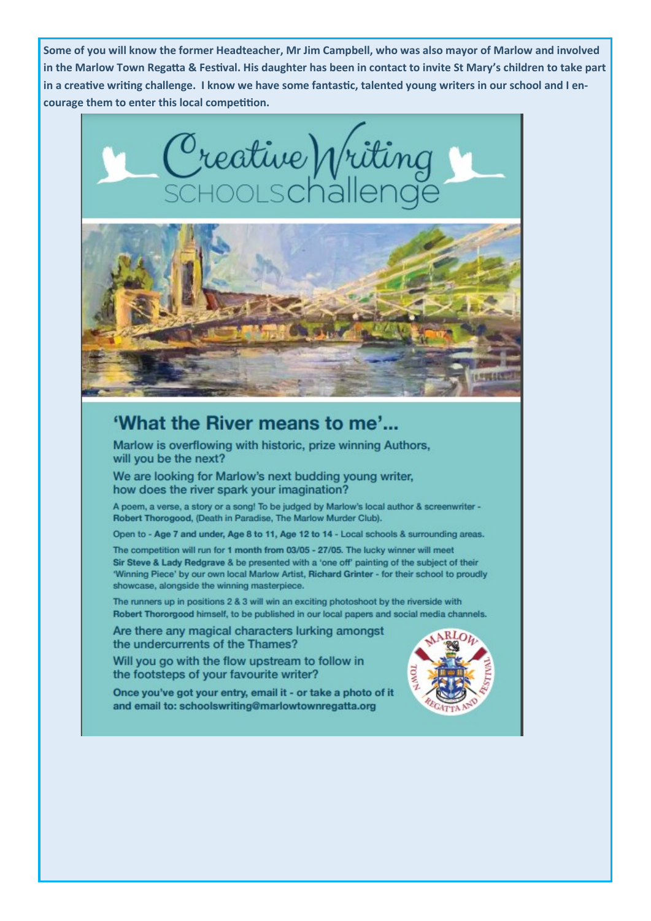**Some of you will know the former Headteacher, Mr Jim Campbell, who was also mayor of Marlow and involved in the Marlow Town Regatta & Festival. His daughter has been in contact to invite St Mary's children to take part in a creative writing challenge. I know we have some fantastic, talented young writers in our school and I encourage them to enter this local competition.**

# Creative Writing SCHOOLSchallenge

## 'What the River means to me'...

Marlow is overflowing with historic, prize winning Authors, will you be the next?

We are looking for Marlow's next budding young writer, how does the river spark your imagination?

A poem, a verse, a story or a song! To be judged by Marlow's local author & screenwriter - **Robert Thorogood**, (Death in Paradise, The Marlow Murder Club).

Open to - **Age 7 and under, Age 8 to 11, Age 12 to 14** - Local schools & surrounding areas.

The competition will run for **1 month from 03/05 - 27/05.** The lucky winner will meet **Sir Steve & Lady Redgrave** & be presented with a 'one off' painting of the subject of their 'Winning Piece' by our own local Marlow Artist, **Richard Grinter** - for their school to proudly showcase, alongside the winning masterpiece.

The runners up in positions 2 & 3 will win an exciting photoshoot by the riverside with **Robert Thororgood** himself, to be published in our local papers and social media channels.

Are there any magical characters lurking amongst the undercurrents of the Thames?

Will you go with the flow upstream to follow in the footsteps of your favourite writer?

**Once you've got your entry, email it - or take a photo of it and email to: schoolswriting@marlowtownregatta.org**

MARLOW TOWN REGATTA AND FESTIVAL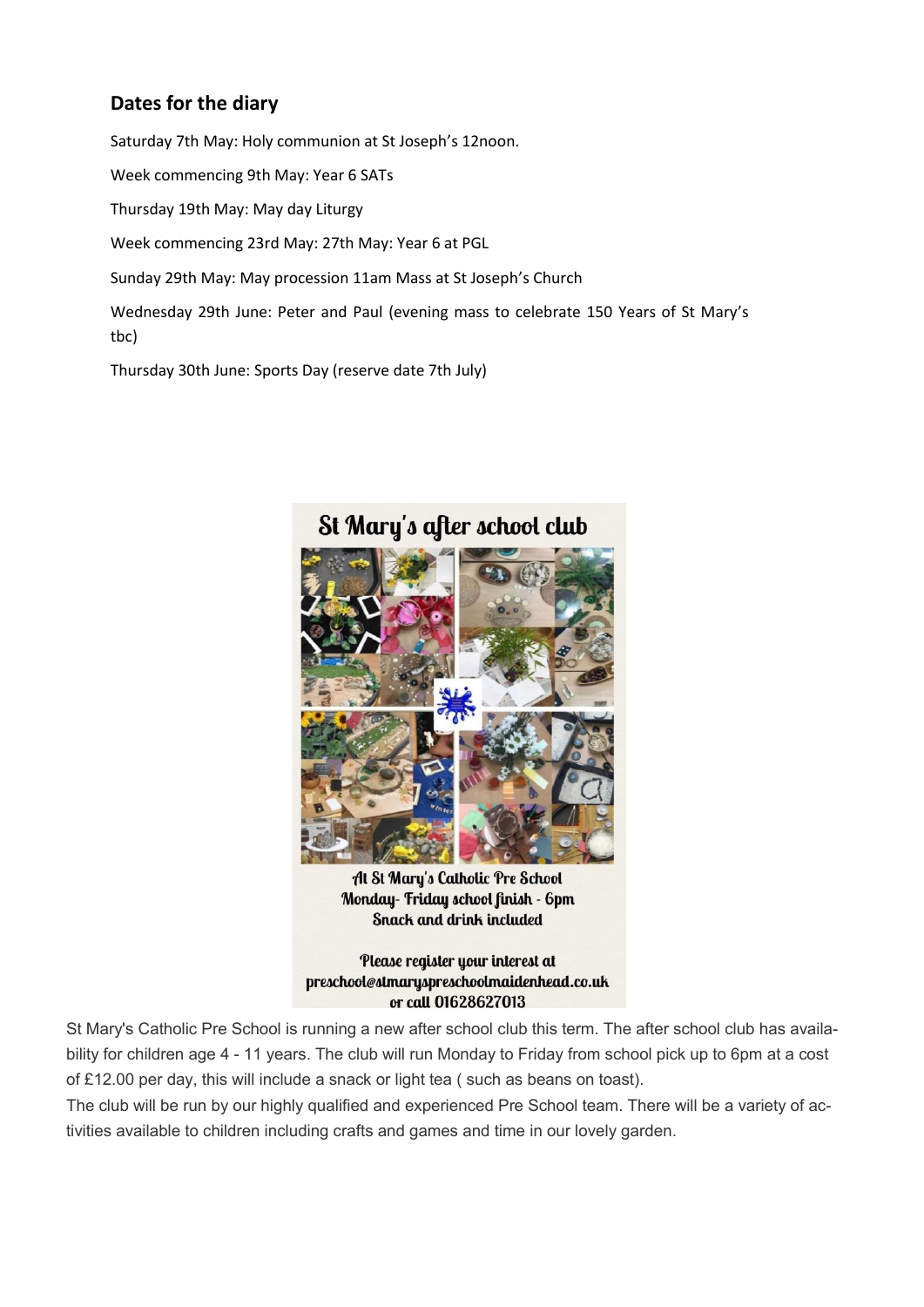## Dates for the diary

Saturday 7th May: Holy communion at St Joseph's 12noon.

Week commencing 9th May: Year 6 SATs

Thursday 19th May: May day Liturgy

Week commencing 23rd May: 27th May: Year 6 at PGL

Sunday 29th May: May procession 11am Mass at St Joseph's Church

Wednesday 29th June: Peter and Paul (evening mass to celebrate 150 Years of St Mary's tbc)

Thursday 30th June: Sports Day (reserve date 7th July)

St Mary's after school club

At St Mary's Catholic Pre School
Monday- Friday school finish - 6pm
Snack and drink included

Please register your interest at
preschool@stmaryspreschoolmaidenhead.co.uk
or call 01628627013

St Mary's Catholic Pre School is running a new after school club this term. The after school club has availability for children age 4 - 11 years. The club will run Monday to Friday from school pick up to 6pm at a cost of £12.00 per day, this will include a snack or light tea ( such as beans on toast).

The club will be run by our highly qualified and experienced Pre School team. There will be a variety of activities available to children including crafts and games and time in our lovely garden.